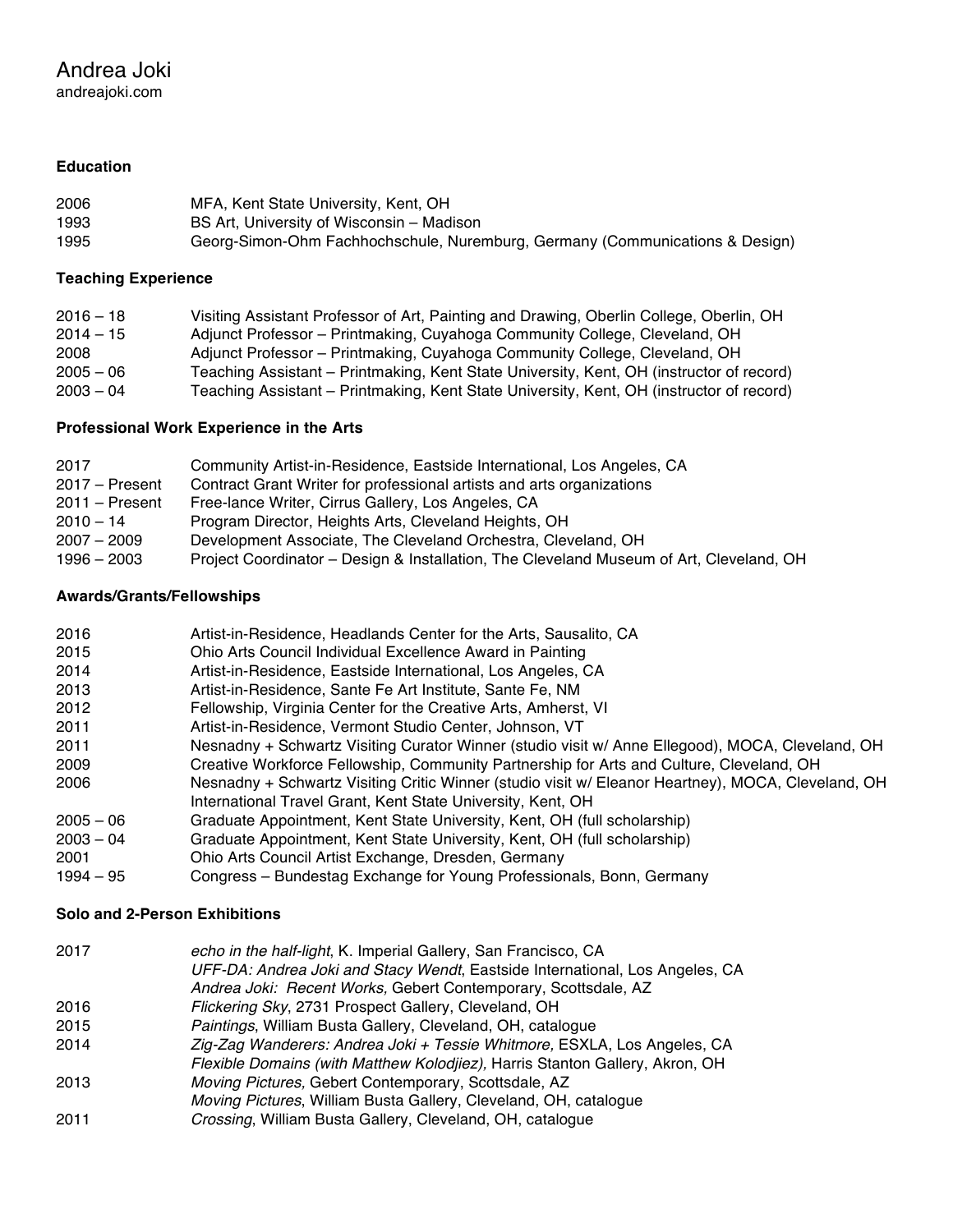# Andrea Joki

andreajoki.com

### Education

| | |
|---|---|
| 2006 | MFA, Kent State University, Kent, OH |
| 1993 | BS Art, University of Wisconsin – Madison |
| 1995 | Georg-Simon-Ohm Fachhochschule, Nuremburg, Germany (Communications & Design) |

### Teaching Experience

| | |
|---|---|
| 2016 – 18 | Visiting Assistant Professor of Art, Painting and Drawing, Oberlin College, Oberlin, OH |
| 2014 – 15 | Adjunct Professor – Printmaking, Cuyahoga Community College, Cleveland, OH |
| 2008 | Adjunct Professor – Printmaking, Cuyahoga Community College, Cleveland, OH |
| 2005 – 06 | Teaching Assistant – Printmaking, Kent State University, Kent, OH (instructor of record) |
| 2003 – 04 | Teaching Assistant – Printmaking, Kent State University, Kent, OH (instructor of record) |

### Professional Work Experience in the Arts

| | |
|---|---|
| 2017 | Community Artist-in-Residence, Eastside International, Los Angeles, CA |
| 2017 – Present | Contract Grant Writer for professional artists and arts organizations |
| 2011 – Present | Free-lance Writer, Cirrus Gallery, Los Angeles, CA |
| 2010 – 14 | Program Director, Heights Arts, Cleveland Heights, OH |
| 2007 – 2009 | Development Associate, The Cleveland Orchestra, Cleveland, OH |
| 1996 – 2003 | Project Coordinator – Design & Installation, The Cleveland Museum of Art, Cleveland, OH |

### Awards/Grants/Fellowships

| | |
|---|---|
| 2016 | Artist-in-Residence, Headlands Center for the Arts, Sausalito, CA |
| 2015 | Ohio Arts Council Individual Excellence Award in Painting |
| 2014 | Artist-in-Residence, Eastside International, Los Angeles, CA |
| 2013 | Artist-in-Residence, Sante Fe Art Institute, Sante Fe, NM |
| 2012 | Fellowship, Virginia Center for the Creative Arts, Amherst, VI |
| 2011 | Artist-in-Residence, Vermont Studio Center, Johnson, VT |
| 2011 | Nesnadny + Schwartz Visiting Curator Winner (studio visit w/ Anne Ellegood), MOCA, Cleveland, OH |
| 2009 | Creative Workforce Fellowship, Community Partnership for Arts and Culture, Cleveland, OH |
| 2006 | Nesnadny + Schwartz Visiting Critic Winner (studio visit w/ Eleanor Heartney), MOCA, Cleveland, OH |
| | International Travel Grant, Kent State University, Kent, OH |
| 2005 – 06 | Graduate Appointment, Kent State University, Kent, OH (full scholarship) |
| 2003 – 04 | Graduate Appointment, Kent State University, Kent, OH (full scholarship) |
| 2001 | Ohio Arts Council Artist Exchange, Dresden, Germany |
| 1994 – 95 | Congress – Bundestag Exchange for Young Professionals, Bonn, Germany |

### Solo and 2-Person Exhibitions

| | |
|---|---|
| 2017 | *echo in the half-light*, K. Imperial Gallery, San Francisco, CA |
| | *UFF-DA: Andrea Joki and Stacy Wendt*, Eastside International, Los Angeles, CA |
| | *Andrea Joki: Recent Works,* Gebert Contemporary, Scottsdale, AZ |
| 2016 | *Flickering Sky*, 2731 Prospect Gallery, Cleveland, OH |
| 2015 | *Paintings*, William Busta Gallery, Cleveland, OH, catalogue |
| 2014 | *Zig-Zag Wanderers: Andrea Joki + Tessie Whitmore,* ESXLA, Los Angeles, CA |
| | *Flexible Domains (with Matthew Kolodjiez),* Harris Stanton Gallery, Akron, OH |
| 2013 | *Moving Pictures,* Gebert Contemporary, Scottsdale, AZ |
| | *Moving Pictures*, William Busta Gallery, Cleveland, OH, catalogue |
| 2011 | *Crossing*, William Busta Gallery, Cleveland, OH, catalogue |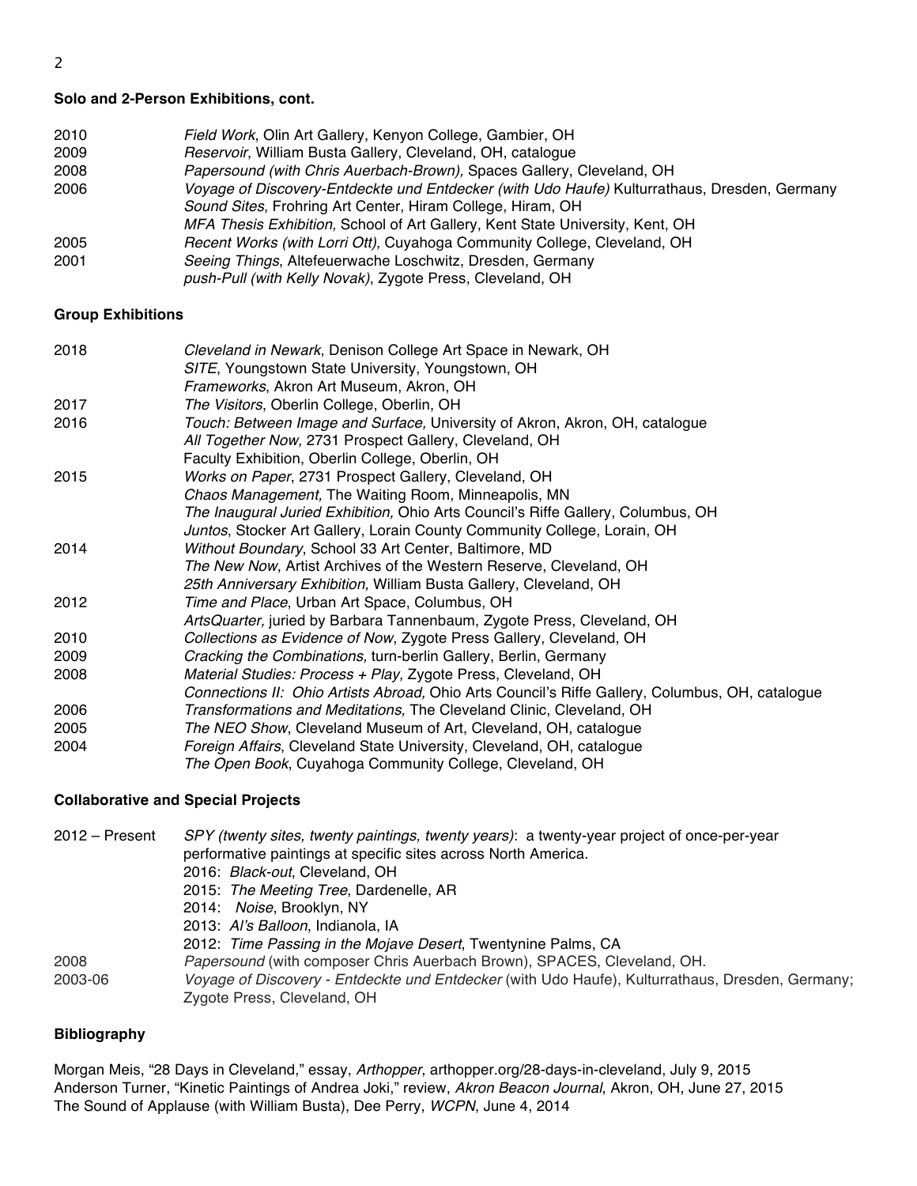**Solo and 2-Person Exhibitions, cont.**

| | |
|---|---|
| 2010 | *Field Work*, Olin Art Gallery, Kenyon College, Gambier, OH |
| 2009 | *Reservoir*, William Busta Gallery, Cleveland, OH, catalogue |
| 2008 | *Papersound (with Chris Auerbach-Brown),* Spaces Gallery, Cleveland, OH |
| 2006 | *Voyage of Discovery-Entdeckte und Entdecker (with Udo Haufe)* Kulturrathaus, Dresden, Germany |
| | *Sound Sites*, Frohring Art Center, Hiram College, Hiram, OH |
| | *MFA Thesis Exhibition,* School of Art Gallery, Kent State University, Kent, OH |
| 2005 | *Recent Works (with Lorri Ott),* Cuyahoga Community College, Cleveland, OH |
| 2001 | *Seeing Things*, Altefeuerwache Loschwitz, Dresden, Germany |
| | *push-Pull (with Kelly Novak)*, Zygote Press, Cleveland, OH |

**Group Exhibitions**

| | |
|---|---|
| 2018 | *Cleveland in Newark*, Denison College Art Space in Newark, OH |
| | *SITE*, Youngstown State University, Youngstown, OH |
| | *Frameworks*, Akron Art Museum, Akron, OH |
| 2017 | *The Visitors*, Oberlin College, Oberlin, OH |
| 2016 | *Touch: Between Image and Surface,* University of Akron, Akron, OH, catalogue |
| | *All Together Now,* 2731 Prospect Gallery, Cleveland, OH |
| | Faculty Exhibition, Oberlin College, Oberlin, OH |
| 2015 | *Works on Paper*, 2731 Prospect Gallery, Cleveland, OH |
| | *Chaos Management,* The Waiting Room, Minneapolis, MN |
| | *The Inaugural Juried Exhibition,* Ohio Arts Council's Riffe Gallery, Columbus, OH |
| | *Juntos*, Stocker Art Gallery, Lorain County Community College, Lorain, OH |
| 2014 | *Without Boundary*, School 33 Art Center, Baltimore, MD |
| | *The New Now*, Artist Archives of the Western Reserve, Cleveland, OH |
| | *25th Anniversary Exhibition,* William Busta Gallery, Cleveland, OH |
| 2012 | *Time and Place*, Urban Art Space, Columbus, OH |
| | *ArtsQuarter,* juried by Barbara Tannenbaum, Zygote Press, Cleveland, OH |
| 2010 | *Collections as Evidence of Now*, Zygote Press Gallery, Cleveland, OH |
| 2009 | *Cracking the Combinations,* turn-berlin Gallery, Berlin, Germany |
| 2008 | *Material Studies: Process + Play,* Zygote Press, Cleveland, OH |
| | *Connections II: Ohio Artists Abroad,* Ohio Arts Council's Riffe Gallery, Columbus, OH, catalogue |
| 2006 | *Transformations and Meditations,* The Cleveland Clinic, Cleveland, OH |
| 2005 | *The NEO Show*, Cleveland Museum of Art, Cleveland, OH, catalogue |
| 2004 | *Foreign Affairs*, Cleveland State University, Cleveland, OH, catalogue |
| | *The Open Book*, Cuyahoga Community College, Cleveland, OH |

**Collaborative and Special Projects**

| | |
|---|---|
| 2012 – Present | *SPY (twenty sites, twenty paintings, twenty years)*: a twenty-year project of once-per-year performative paintings at specific sites across North America. |
| | 2016: *Black-out*, Cleveland, OH |
| | 2015: *The Meeting Tree*, Dardenelle, AR |
| | 2014: *Noise*, Brooklyn, NY |
| | 2013: *Al's Balloon*, Indianola, IA |
| | 2012: *Time Passing in the Mojave Desert*, Twentynine Palms, CA |
| 2008 | *Papersound* (with composer Chris Auerbach Brown), SPACES, Cleveland, OH. |
| 2003-06 | *Voyage of Discovery - Entdeckte und Entdecker* (with Udo Haufe), Kulturrathaus, Dresden, Germany; Zygote Press, Cleveland, OH |

**Bibliography**

Morgan Meis, "28 Days in Cleveland," essay, *Arthopper*, arthopper.org/28-days-in-cleveland, July 9, 2015
Anderson Turner, "Kinetic Paintings of Andrea Joki," review, *Akron Beacon Journal*, Akron, OH, June 27, 2015
The Sound of Applause (with William Busta), Dee Perry, *WCPN*, June 4, 2014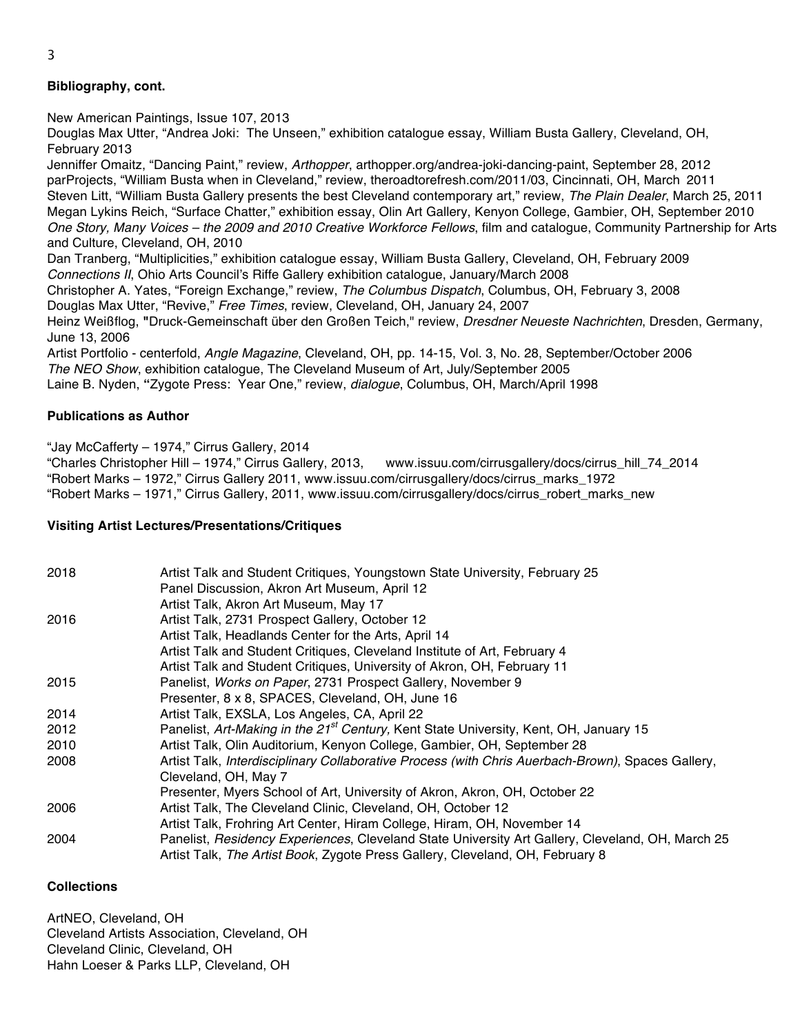**Bibliography, cont.**

New American Paintings, Issue 107, 2013
Douglas Max Utter, “Andrea Joki: The Unseen,” exhibition catalogue essay, William Busta Gallery, Cleveland, OH, February 2013
Jenniffer Omaitz, “Dancing Paint,” review, *Arthopper*, arthopper.org/andrea-joki-dancing-paint, September 28, 2012
parProjects, “William Busta when in Cleveland,” review, theroadtorefresh.com/2011/03, Cincinnati, OH, March 2011
Steven Litt, “William Busta Gallery presents the best Cleveland contemporary art,” review, *The Plain Dealer*, March 25, 2011
Megan Lykins Reich, “Surface Chatter,” exhibition essay, Olin Art Gallery, Kenyon College, Gambier, OH, September 2010
*One Story, Many Voices – the 2009 and 2010 Creative Workforce Fellows*, film and catalogue, Community Partnership for Arts and Culture, Cleveland, OH, 2010
Dan Tranberg, “Multiplicities,” exhibition catalogue essay, William Busta Gallery, Cleveland, OH, February 2009
*Connections II*, Ohio Arts Council’s Riffe Gallery exhibition catalogue, January/March 2008
Christopher A. Yates, “Foreign Exchange,” review, *The Columbus Dispatch*, Columbus, OH, February 3, 2008
Douglas Max Utter, “Revive,” *Free Times*, review, Cleveland, OH, January 24, 2007
Heinz Weißflog, "Druck-Gemeinschaft über den Großen Teich," review, *Dresdner Neueste Nachrichten*, Dresden, Germany, June 13, 2006
Artist Portfolio - centerfold, *Angle Magazine*, Cleveland, OH, pp. 14-15, Vol. 3, No. 28, September/October 2006
*The NEO Show*, exhibition catalogue, The Cleveland Museum of Art, July/September 2005
Laine B. Nyden, “Zygote Press: Year One,” review, *dialogue*, Columbus, OH, March/April 1998

**Publications as Author**

“Jay McCafferty – 1974,” Cirrus Gallery, 2014
“Charles Christopher Hill – 1974,” Cirrus Gallery, 2013, www.issuu.com/cirrusgallery/docs/cirrus_hill_74_2014
“Robert Marks – 1972,” Cirrus Gallery 2011, www.issuu.com/cirrusgallery/docs/cirrus_marks_1972
“Robert Marks – 1971,” Cirrus Gallery, 2011, www.issuu.com/cirrusgallery/docs/cirrus_robert_marks_new

**Visiting Artist Lectures/Presentations/Critiques**

| | |
|---|---|
| 2018 | Artist Talk and Student Critiques, Youngstown State University, February 25 |
| | Panel Discussion, Akron Art Museum, April 12 |
| | Artist Talk, Akron Art Museum, May 17 |
| 2016 | Artist Talk, 2731 Prospect Gallery, October 12 |
| | Artist Talk, Headlands Center for the Arts, April 14 |
| | Artist Talk and Student Critiques, Cleveland Institute of Art, February 4 |
| | Artist Talk and Student Critiques, University of Akron, OH, February 11 |
| 2015 | Panelist, *Works on Paper*, 2731 Prospect Gallery, November 9 |
| | Presenter, 8 x 8, SPACES, Cleveland, OH, June 16 |
| 2014 | Artist Talk, EXSLA, Los Angeles, CA, April 22 |
| 2012 | Panelist, *Art-Making in the 21st Century,* Kent State University, Kent, OH, January 15 |
| 2010 | Artist Talk, Olin Auditorium, Kenyon College, Gambier, OH, September 28 |
| 2008 | Artist Talk, *Interdisciplinary Collaborative Process (with Chris Auerbach-Brown)*, Spaces Gallery, Cleveland, OH, May 7 |
| | Presenter, Myers School of Art, University of Akron, Akron, OH, October 22 |
| 2006 | Artist Talk, The Cleveland Clinic, Cleveland, OH, October 12 |
| | Artist Talk, Frohring Art Center, Hiram College, Hiram, OH, November 14 |
| 2004 | Panelist, *Residency Experiences*, Cleveland State University Art Gallery, Cleveland, OH, March 25 |
| | Artist Talk, *The Artist Book*, Zygote Press Gallery, Cleveland, OH, February 8 |

**Collections**

ArtNEO, Cleveland, OH
Cleveland Artists Association, Cleveland, OH
Cleveland Clinic, Cleveland, OH
Hahn Loeser & Parks LLP, Cleveland, OH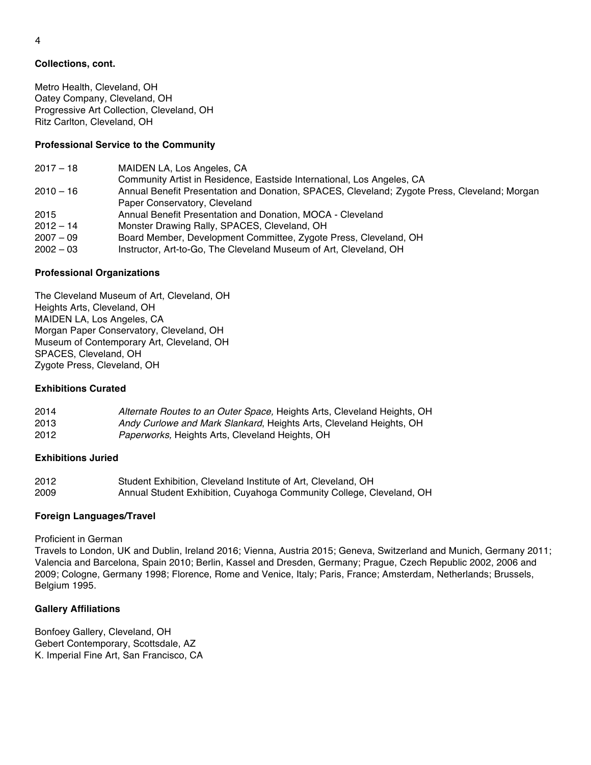**Collections, cont.**

Metro Health, Cleveland, OH
Oatey Company, Cleveland, OH
Progressive Art Collection, Cleveland, OH
Ritz Carlton, Cleveland, OH

**Professional Service to the Community**

| | |
|---|---|
| 2017 – 18 | MAIDEN LA, Los Angeles, CA<br>Community Artist in Residence, Eastside International, Los Angeles, CA |
| 2010 – 16 | Annual Benefit Presentation and Donation, SPACES, Cleveland; Zygote Press, Cleveland; Morgan Paper Conservatory, Cleveland |
| 2015 | Annual Benefit Presentation and Donation, MOCA - Cleveland |
| 2012 – 14 | Monster Drawing Rally, SPACES, Cleveland, OH |
| 2007 – 09 | Board Member, Development Committee, Zygote Press, Cleveland, OH |
| 2002 – 03 | Instructor, Art-to-Go, The Cleveland Museum of Art, Cleveland, OH |

**Professional Organizations**

The Cleveland Museum of Art, Cleveland, OH
Heights Arts, Cleveland, OH
MAIDEN LA, Los Angeles, CA
Morgan Paper Conservatory, Cleveland, OH
Museum of Contemporary Art, Cleveland, OH
SPACES, Cleveland, OH
Zygote Press, Cleveland, OH

**Exhibitions Curated**

| | |
|---|---|
| 2014 | *Alternate Routes to an Outer Space,* Heights Arts, Cleveland Heights, OH |
| 2013 | *Andy Curlowe and Mark Slankard*, Heights Arts, Cleveland Heights, OH |
| 2012 | *Paperworks,* Heights Arts, Cleveland Heights, OH |

**Exhibitions Juried**

| | |
|---|---|
| 2012 | Student Exhibition, Cleveland Institute of Art, Cleveland, OH |
| 2009 | Annual Student Exhibition, Cuyahoga Community College, Cleveland, OH |

**Foreign Languages/Travel**

Proficient in German
Travels to London, UK and Dublin, Ireland 2016; Vienna, Austria 2015; Geneva, Switzerland and Munich, Germany 2011; Valencia and Barcelona, Spain 2010; Berlin, Kassel and Dresden, Germany; Prague, Czech Republic 2002, 2006 and 2009; Cologne, Germany 1998; Florence, Rome and Venice, Italy; Paris, France; Amsterdam, Netherlands; Brussels, Belgium 1995.

**Gallery Affiliations**

Bonfoey Gallery, Cleveland, OH
Gebert Contemporary, Scottsdale, AZ
K. Imperial Fine Art, San Francisco, CA